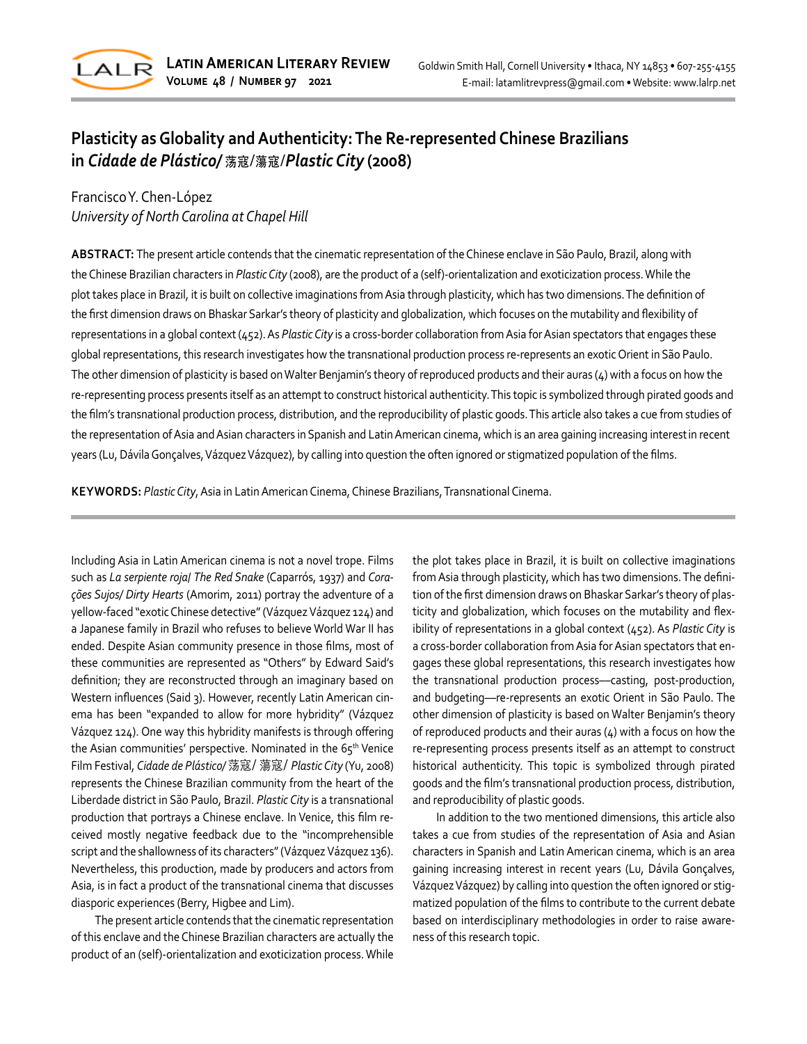# Plasticity as Globality and Authenticity: The Re-represented Chinese Brazilians in *Cidade de Plástico*/ 荡寇/蕩寇/*Plastic City* (2008)

Francisco Y. Chen-López
*University of North Carolina at Chapel Hill*

**ABSTRACT:** The present article contends that the cinematic representation of the Chinese enclave in São Paulo, Brazil, along with the Chinese Brazilian characters in *Plastic City* (2008), are the product of a (self)-orientalization and exoticization process. While the plot takes place in Brazil, it is built on collective imaginations from Asia through plasticity, which has two dimensions. The definition of the first dimension draws on Bhaskar Sarkar's theory of plasticity and globalization, which focuses on the mutability and flexibility of representations in a global context (452). As *Plastic City* is a cross-border collaboration from Asia for Asian spectators that engages these global representations, this research investigates how the transnational production process re-represents an exotic Orient in São Paulo. The other dimension of plasticity is based on Walter Benjamin's theory of reproduced products and their auras (4) with a focus on how the re-representing process presents itself as an attempt to construct historical authenticity. This topic is symbolized through pirated goods and the film's transnational production process, distribution, and the reproducibility of plastic goods. This article also takes a cue from studies of the representation of Asia and Asian characters in Spanish and Latin American cinema, which is an area gaining increasing interest in recent years (Lu, Dávila Gonçalves, Vázquez Vázquez), by calling into question the often ignored or stigmatized population of the films.

**KEYWORDS:** *Plastic City*, Asia in Latin American Cinema, Chinese Brazilians, Transnational Cinema.

---

Including Asia in Latin American cinema is not a novel trope. Films such as *La serpiente roja*/ *The Red Snake* (Caparrós, 1937) and *Corações Sujos*/ *Dirty Hearts* (Amorim, 2011) portray the adventure of a yellow-faced "exotic Chinese detective" (Vázquez Vázquez 124) and a Japanese family in Brazil who refuses to believe World War II has ended. Despite Asian community presence in those films, most of these communities are represented as "Others" by Edward Said's definition; they are reconstructed through an imaginary based on Western influences (Said 3). However, recently Latin American cinema has been "expanded to allow for more hybridity" (Vázquez Vázquez 124). One way this hybridity manifests is through offering the Asian communities' perspective. Nominated in the 65th Venice Film Festival, *Cidade de Plástico*/ 荡寇/ 蕩寇/ *Plastic City* (Yu, 2008) represents the Chinese Brazilian community from the heart of the Liberdade district in São Paulo, Brazil. *Plastic City* is a transnational production that portrays a Chinese enclave. In Venice, this film received mostly negative feedback due to the "incomprehensible script and the shallowness of its characters" (Vázquez Vázquez 136). Nevertheless, this production, made by producers and actors from Asia, is in fact a product of the transnational cinema that discusses diasporic experiences (Berry, Higbee and Lim).

The present article contends that the cinematic representation of this enclave and the Chinese Brazilian characters are actually the product of an (self)-orientalization and exoticization process. While the plot takes place in Brazil, it is built on collective imaginations from Asia through plasticity, which has two dimensions. The definition of the first dimension draws on Bhaskar Sarkar's theory of plasticity and globalization, which focuses on the mutability and flexibility of representations in a global context (452). As *Plastic City* is a cross-border collaboration from Asia for Asian spectators that engages these global representations, this research investigates how the transnational production process—casting, post-production, and budgeting—re-represents an exotic Orient in São Paulo. The other dimension of plasticity is based on Walter Benjamin's theory of reproduced products and their auras (4) with a focus on how the re-representing process presents itself as an attempt to construct historical authenticity. This topic is symbolized through pirated goods and the film's transnational production process, distribution, and reproducibility of plastic goods.

In addition to the two mentioned dimensions, this article also takes a cue from studies of the representation of Asia and Asian characters in Spanish and Latin American cinema, which is an area gaining increasing interest in recent years (Lu, Dávila Gonçalves, Vázquez Vázquez) by calling into question the often ignored or stigmatized population of the films to contribute to the current debate based on interdisciplinary methodologies in order to raise awareness of this research topic.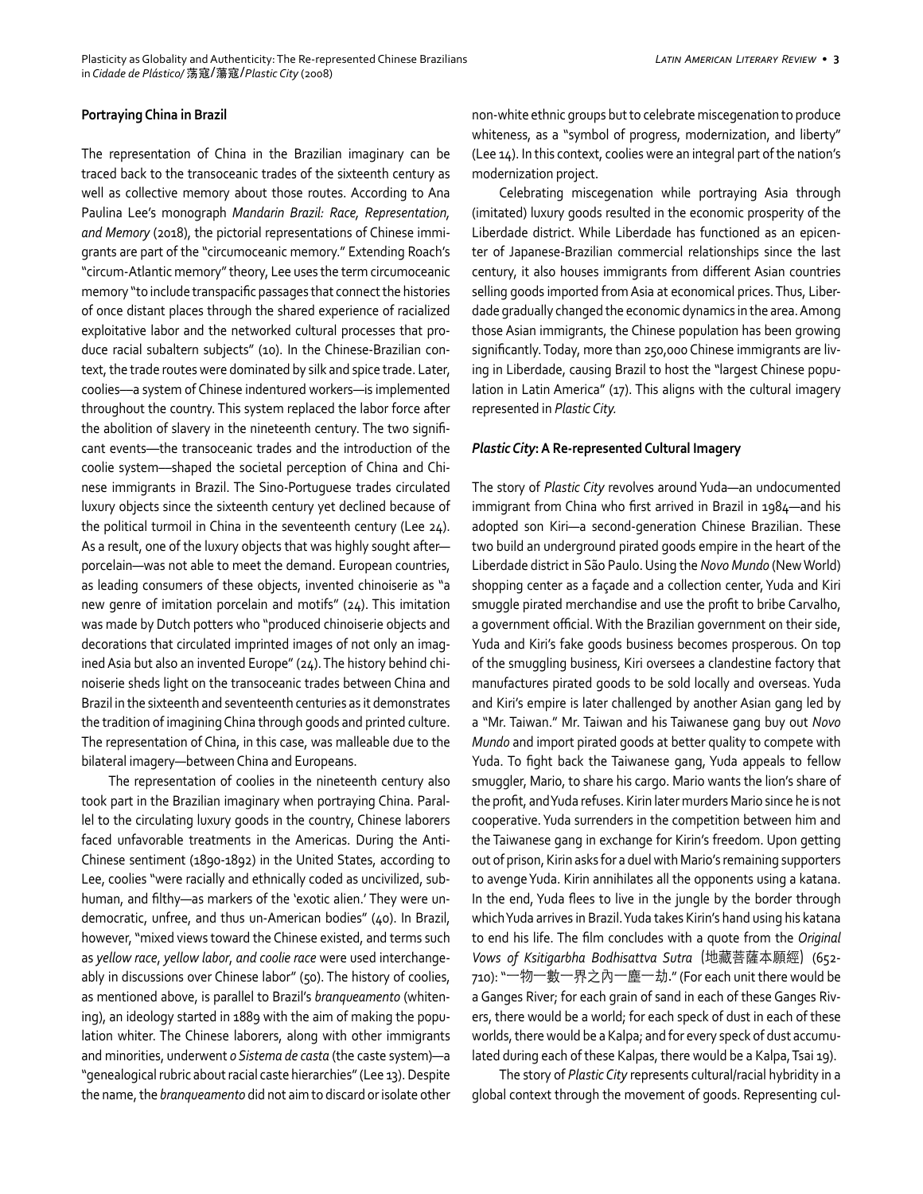### Portraying China in Brazil

The representation of China in the Brazilian imaginary can be traced back to the transoceanic trades of the sixteenth century as well as collective memory about those routes. According to Ana Paulina Lee's monograph *Mandarin Brazil: Race, Representation, and Memory* (2018), the pictorial representations of Chinese immigrants are part of the "circumoceanic memory." Extending Roach's "circum-Atlantic memory" theory, Lee uses the term circumoceanic memory "to include transpacific passages that connect the histories of once distant places through the shared experience of racialized exploitative labor and the networked cultural processes that produce racial subaltern subjects" (10). In the Chinese-Brazilian context, the trade routes were dominated by silk and spice trade. Later, coolies—a system of Chinese indentured workers—is implemented throughout the country. This system replaced the labor force after the abolition of slavery in the nineteenth century. The two significant events—the transoceanic trades and the introduction of the coolie system—shaped the societal perception of China and Chinese immigrants in Brazil. The Sino-Portuguese trades circulated luxury objects since the sixteenth century yet declined because of the political turmoil in China in the seventeenth century (Lee 24). As a result, one of the luxury objects that was highly sought after—porcelain—was not able to meet the demand. European countries, as leading consumers of these objects, invented chinoiserie as "a new genre of imitation porcelain and motifs" (24). This imitation was made by Dutch potters who "produced chinoiserie objects and decorations that circulated imprinted images of not only an imagined Asia but also an invented Europe" (24). The history behind chinoiserie sheds light on the transoceanic trades between China and Brazil in the sixteenth and seventeenth centuries as it demonstrates the tradition of imagining China through goods and printed culture. The representation of China, in this case, was malleable due to the bilateral imagery—between China and Europeans.

The representation of coolies in the nineteenth century also took part in the Brazilian imaginary when portraying China. Parallel to the circulating luxury goods in the country, Chinese laborers faced unfavorable treatments in the Americas. During the Anti-Chinese sentiment (1890-1892) in the United States, according to Lee, coolies "were racially and ethnically coded as uncivilized, subhuman, and filthy—as markers of the 'exotic alien.' They were undemocratic, unfree, and thus un-American bodies" (40). In Brazil, however, "mixed views toward the Chinese existed, and terms such as *yellow race*, *yellow labor*, *and coolie race* were used interchangeably in discussions over Chinese labor" (50). The history of coolies, as mentioned above, is parallel to Brazil's *branqueamento* (whitening), an ideology started in 1889 with the aim of making the population whiter. The Chinese laborers, along with other immigrants and minorities, underwent *o Sistema de casta* (the caste system)—a "genealogical rubric about racial caste hierarchies" (Lee 13). Despite the name, the *branqueamento* did not aim to discard or isolate other non-white ethnic groups but to celebrate miscegenation to produce whiteness, as a "symbol of progress, modernization, and liberty" (Lee 14). In this context, coolies were an integral part of the nation's modernization project.

Celebrating miscegenation while portraying Asia through (imitated) luxury goods resulted in the economic prosperity of the Liberdade district. While Liberdade has functioned as an epicenter of Japanese-Brazilian commercial relationships since the last century, it also houses immigrants from different Asian countries selling goods imported from Asia at economical prices. Thus, Liberdade gradually changed the economic dynamics in the area. Among those Asian immigrants, the Chinese population has been growing significantly. Today, more than 250,000 Chinese immigrants are living in Liberdade, causing Brazil to host the "largest Chinese population in Latin America" (17). This aligns with the cultural imagery represented in *Plastic City.*

### *Plastic City*: A Re-represented Cultural Imagery

The story of *Plastic City* revolves around Yuda—an undocumented immigrant from China who first arrived in Brazil in 1984—and his adopted son Kiri—a second-generation Chinese Brazilian. These two build an underground pirated goods empire in the heart of the Liberdade district in São Paulo. Using the *Novo Mundo* (New World) shopping center as a façade and a collection center, Yuda and Kiri smuggle pirated merchandise and use the profit to bribe Carvalho, a government official. With the Brazilian government on their side, Yuda and Kiri's fake goods business becomes prosperous. On top of the smuggling business, Kiri oversees a clandestine factory that manufactures pirated goods to be sold locally and overseas. Yuda and Kiri's empire is later challenged by another Asian gang led by a "Mr. Taiwan." Mr. Taiwan and his Taiwanese gang buy out *Novo Mundo* and import pirated goods at better quality to compete with Yuda. To fight back the Taiwanese gang, Yuda appeals to fellow smuggler, Mario, to share his cargo. Mario wants the lion's share of the profit, and Yuda refuses. Kirin later murders Mario since he is not cooperative. Yuda surrenders in the competition between him and the Taiwanese gang in exchange for Kirin's freedom. Upon getting out of prison, Kirin asks for a duel with Mario's remaining supporters to avenge Yuda. Kirin annihilates all the opponents using a katana. In the end, Yuda flees to live in the jungle by the border through which Yuda arrives in Brazil. Yuda takes Kirin's hand using his katana to end his life. The film concludes with a quote from the *Original Vows of Ksitigarbha Bodhisattva Sutra*（地藏菩薩本願經）(652-710): "一物一數一界之內一塵一劫." (For each unit there would be a Ganges River; for each grain of sand in each of these Ganges Rivers, there would be a world; for each speck of dust in each of these worlds, there would be a Kalpa; and for every speck of dust accumulated during each of these Kalpas, there would be a Kalpa, Tsai 19).

The story of *Plastic City* represents cultural/racial hybridity in a global context through the movement of goods. Representing cul-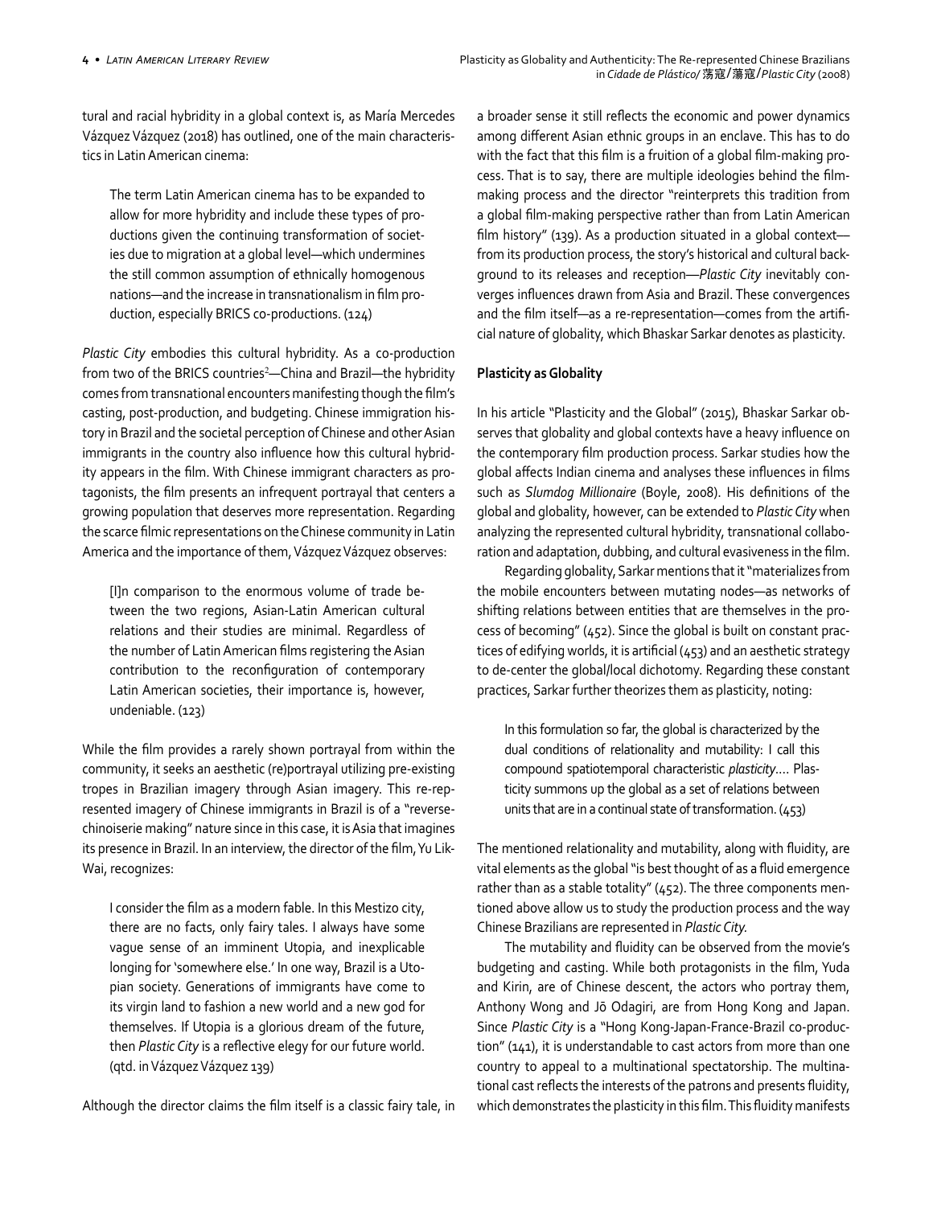tural and racial hybridity in a global context is, as María Mercedes Vázquez Vázquez (2018) has outlined, one of the main characteristics in Latin American cinema:

> The term Latin American cinema has to be expanded to allow for more hybridity and include these types of productions given the continuing transformation of societies due to migration at a global level—which undermines the still common assumption of ethnically homogenous nations—and the increase in transnationalism in film production, especially BRICS co-productions. (124)

*Plastic City* embodies this cultural hybridity. As a co-production from two of the BRICS countries[2]—China and Brazil—the hybridity comes from transnational encounters manifesting though the film's casting, post-production, and budgeting. Chinese immigration history in Brazil and the societal perception of Chinese and other Asian immigrants in the country also influence how this cultural hybridity appears in the film. With Chinese immigrant characters as protagonists, the film presents an infrequent portrayal that centers a growing population that deserves more representation. Regarding the scarce filmic representations on the Chinese community in Latin America and the importance of them, Vázquez Vázquez observes:

> [I]n comparison to the enormous volume of trade between the two regions, Asian-Latin American cultural relations and their studies are minimal. Regardless of the number of Latin American films registering the Asian contribution to the reconfiguration of contemporary Latin American societies, their importance is, however, undeniable. (123)

While the film provides a rarely shown portrayal from within the community, it seeks an aesthetic (re)portrayal utilizing pre-existing tropes in Brazilian imagery through Asian imagery. This re-represented imagery of Chinese immigrants in Brazil is of a "reverse-chinoiserie making" nature since in this case, it is Asia that imagines its presence in Brazil. In an interview, the director of the film, Yu Lik-Wai, recognizes:

> I consider the film as a modern fable. In this Mestizo city, there are no facts, only fairy tales. I always have some vague sense of an imminent Utopia, and inexplicable longing for 'somewhere else.' In one way, Brazil is a Utopian society. Generations of immigrants have come to its virgin land to fashion a new world and a new god for themselves. If Utopia is a glorious dream of the future, then *Plastic City* is a reflective elegy for our future world. (qtd. in Vázquez Vázquez 139)

Although the director claims the film itself is a classic fairy tale, in a broader sense it still reflects the economic and power dynamics among different Asian ethnic groups in an enclave. This has to do with the fact that this film is a fruition of a global film-making process. That is to say, there are multiple ideologies behind the film-making process and the director "reinterprets this tradition from a global film-making perspective rather than from Latin American film history" (139). As a production situated in a global context—from its production process, the story's historical and cultural background to its releases and reception—*Plastic City* inevitably converges influences drawn from Asia and Brazil. These convergences and the film itself—as a re-representation—comes from the artificial nature of globality, which Bhaskar Sarkar denotes as plasticity.

**Plasticity as Globality**

In his article "Plasticity and the Global" (2015), Bhaskar Sarkar observes that globality and global contexts have a heavy influence on the contemporary film production process. Sarkar studies how the global affects Indian cinema and analyses these influences in films such as *Slumdog Millionaire* (Boyle, 2008). His definitions of the global and globality, however, can be extended to *Plastic City* when analyzing the represented cultural hybridity, transnational collaboration and adaptation, dubbing, and cultural evasiveness in the film.

Regarding globality, Sarkar mentions that it "materializes from the mobile encounters between mutating nodes—as networks of shifting relations between entities that are themselves in the process of becoming" (452). Since the global is built on constant practices of edifying worlds, it is artificial (453) and an aesthetic strategy to de-center the global/local dichotomy. Regarding these constant practices, Sarkar further theorizes them as plasticity, noting:

> In this formulation so far, the global is characterized by the dual conditions of relationality and mutability: I call this compound spatiotemporal characteristic *plasticity*.... Plasticity summons up the global as a set of relations between units that are in a continual state of transformation. (453)

The mentioned relationality and mutability, along with fluidity, are vital elements as the global "is best thought of as a fluid emergence rather than as a stable totality" (452). The three components mentioned above allow us to study the production process and the way Chinese Brazilians are represented in *Plastic City*.

The mutability and fluidity can be observed from the movie's budgeting and casting. While both protagonists in the film, Yuda and Kirin, are of Chinese descent, the actors who portray them, Anthony Wong and Jō Odagiri, are from Hong Kong and Japan. Since *Plastic City* is a "Hong Kong-Japan-France-Brazil co-production" (141), it is understandable to cast actors from more than one country to appeal to a multinational spectatorship. The multinational cast reflects the interests of the patrons and presents fluidity, which demonstrates the plasticity in this film. This fluidity manifests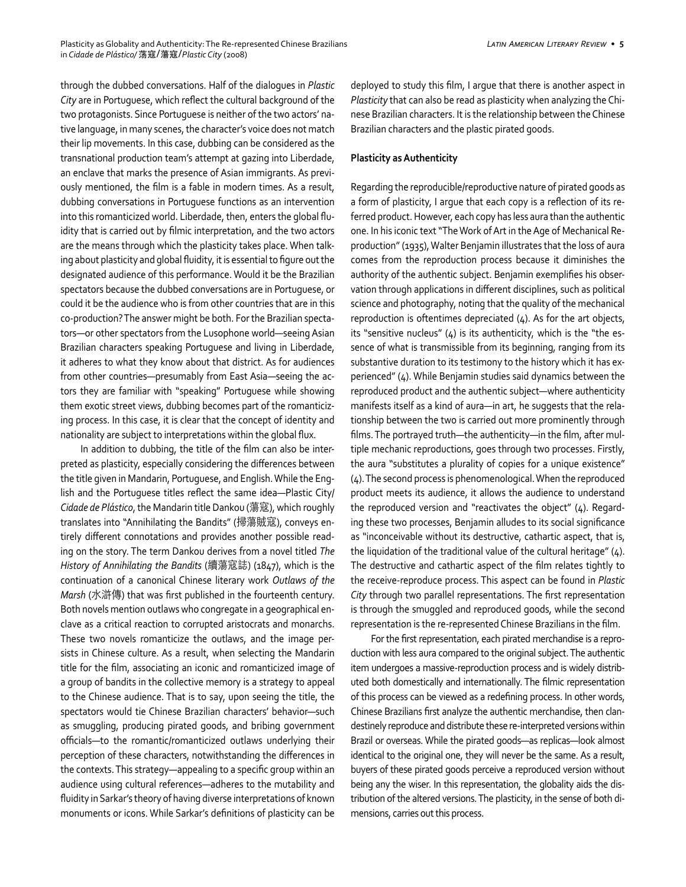through the dubbed conversations. Half of the dialogues in *Plastic City* are in Portuguese, which reflect the cultural background of the two protagonists. Since Portuguese is neither of the two actors' native language, in many scenes, the character's voice does not match their lip movements. In this case, dubbing can be considered as the transnational production team's attempt at gazing into Liberdade, an enclave that marks the presence of Asian immigrants. As previously mentioned, the film is a fable in modern times. As a result, dubbing conversations in Portuguese functions as an intervention into this romanticized world. Liberdade, then, enters the global fluidity that is carried out by filmic interpretation, and the two actors are the means through which the plasticity takes place. When talking about plasticity and global fluidity, it is essential to figure out the designated audience of this performance. Would it be the Brazilian spectators because the dubbed conversations are in Portuguese, or could it be the audience who is from other countries that are in this co-production? The answer might be both. For the Brazilian spectators—or other spectators from the Lusophone world—seeing Asian Brazilian characters speaking Portuguese and living in Liberdade, it adheres to what they know about that district. As for audiences from other countries—presumably from East Asia—seeing the actors they are familiar with "speaking" Portuguese while showing them exotic street views, dubbing becomes part of the romanticizing process. In this case, it is clear that the concept of identity and nationality are subject to interpretations within the global flux.

In addition to dubbing, the title of the film can also be interpreted as plasticity, especially considering the differences between the title given in Mandarin, Portuguese, and English. While the English and the Portuguese titles reflect the same idea—Plastic City/ *Cidade de Plástico*, the Mandarin title Dankou (蕩寇), which roughly translates into "Annihilating the Bandits" (掃蕩賊寇), conveys entirely different connotations and provides another possible reading on the story. The term Dankou derives from a novel titled *The History of Annihilating the Bandits* (續蕩寇誌) (1847), which is the continuation of a canonical Chinese literary work *Outlaws of the Marsh* (水滸傳) that was first published in the fourteenth century. Both novels mention outlaws who congregate in a geographical enclave as a critical reaction to corrupted aristocrats and monarchs. These two novels romanticize the outlaws, and the image persists in Chinese culture. As a result, when selecting the Mandarin title for the film, associating an iconic and romanticized image of a group of bandits in the collective memory is a strategy to appeal to the Chinese audience. That is to say, upon seeing the title, the spectators would tie Chinese Brazilian characters' behavior—such as smuggling, producing pirated goods, and bribing government officials—to the romantic/romanticized outlaws underlying their perception of these characters, notwithstanding the differences in the contexts. This strategy—appealing to a specific group within an audience using cultural references—adheres to the mutability and fluidity in Sarkar's theory of having diverse interpretations of known monuments or icons. While Sarkar's definitions of plasticity can be deployed to study this film, I argue that there is another aspect in *Plasticity* that can also be read as plasticity when analyzing the Chinese Brazilian characters. It is the relationship between the Chinese Brazilian characters and the plastic pirated goods.

**Plasticity as Authenticity**

Regarding the reproducible/reproductive nature of pirated goods as a form of plasticity, I argue that each copy is a reflection of its referred product. However, each copy has less aura than the authentic one. In his iconic text "The Work of Art in the Age of Mechanical Reproduction" (1935), Walter Benjamin illustrates that the loss of aura comes from the reproduction process because it diminishes the authority of the authentic subject. Benjamin exemplifies his observation through applications in different disciplines, such as political science and photography, noting that the quality of the mechanical reproduction is oftentimes depreciated (4). As for the art objects, its "sensitive nucleus" (4) is its authenticity, which is the "the essence of what is transmissible from its beginning, ranging from its substantive duration to its testimony to the history which it has experienced" (4). While Benjamin studies said dynamics between the reproduced product and the authentic subject—where authenticity manifests itself as a kind of aura—in art, he suggests that the relationship between the two is carried out more prominently through films. The portrayed truth—the authenticity—in the film, after multiple mechanic reproductions, goes through two processes. Firstly, the aura "substitutes a plurality of copies for a unique existence" (4). The second process is phenomenological. When the reproduced product meets its audience, it allows the audience to understand the reproduced version and "reactivates the object" (4). Regarding these two processes, Benjamin alludes to its social significance as "inconceivable without its destructive, cathartic aspect, that is, the liquidation of the traditional value of the cultural heritage" (4). The destructive and cathartic aspect of the film relates tightly to the receive-reproduce process. This aspect can be found in *Plastic City* through two parallel representations. The first representation is through the smuggled and reproduced goods, while the second representation is the re-represented Chinese Brazilians in the film.

For the first representation, each pirated merchandise is a reproduction with less aura compared to the original subject. The authentic item undergoes a massive-reproduction process and is widely distributed both domestically and internationally. The filmic representation of this process can be viewed as a redefining process. In other words, Chinese Brazilians first analyze the authentic merchandise, then clandestinely reproduce and distribute these re-interpreted versions within Brazil or overseas. While the pirated goods—as replicas—look almost identical to the original one, they will never be the same. As a result, buyers of these pirated goods perceive a reproduced version without being any the wiser. In this representation, the globality aids the distribution of the altered versions. The plasticity, in the sense of both dimensions, carries out this process.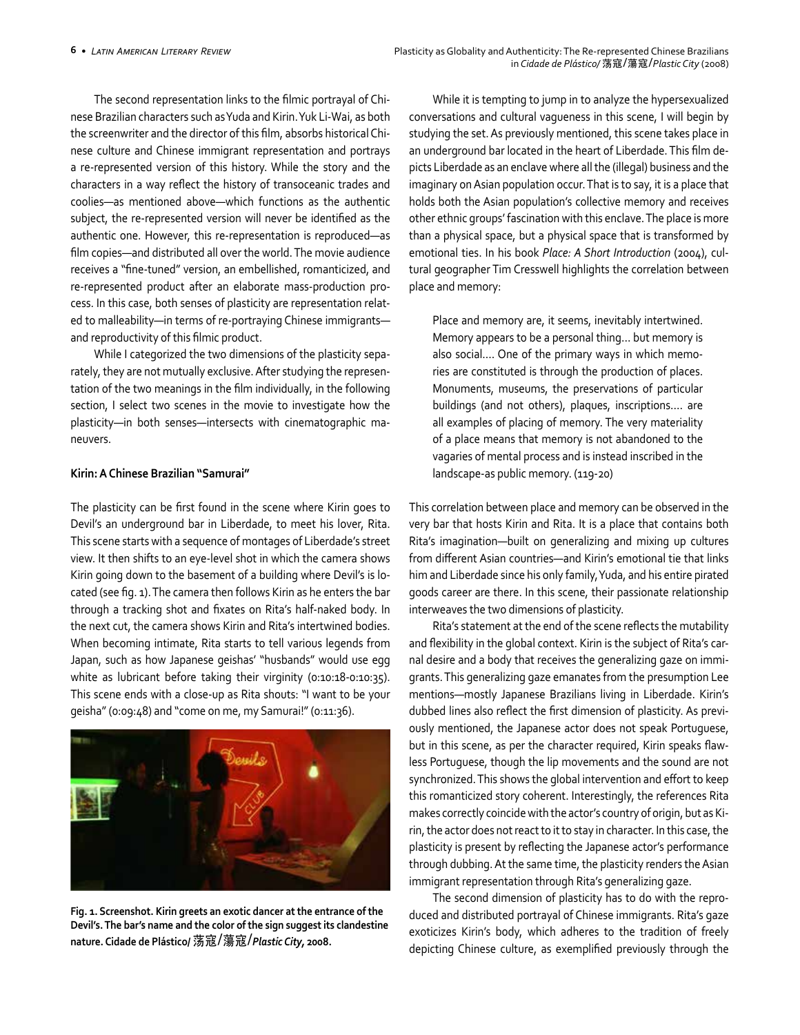The second representation links to the filmic portrayal of Chinese Brazilian characters such as Yuda and Kirin. Yuk Li-Wai, as both the screenwriter and the director of this film, absorbs historical Chinese culture and Chinese immigrant representation and portrays a re-represented version of this history. While the story and the characters in a way reflect the history of transoceanic trades and coolies—as mentioned above—which functions as the authentic subject, the re-represented version will never be identified as the authentic one. However, this re-representation is reproduced—as film copies—and distributed all over the world. The movie audience receives a "fine-tuned" version, an embellished, romanticized, and re-represented product after an elaborate mass-production process. In this case, both senses of plasticity are representation related to malleability—in terms of re-portraying Chinese immigrants—and reproductivity of this filmic product.

While I categorized the two dimensions of the plasticity separately, they are not mutually exclusive. After studying the representation of the two meanings in the film individually, in the following section, I select two scenes in the movie to investigate how the plasticity—in both senses—intersects with cinematographic maneuvers.

### Kirin: A Chinese Brazilian "Samurai"

The plasticity can be first found in the scene where Kirin goes to Devil's an underground bar in Liberdade, to meet his lover, Rita. This scene starts with a sequence of montages of Liberdade's street view. It then shifts to an eye-level shot in which the camera shows Kirin going down to the basement of a building where Devil's is located (see fig. 1). The camera then follows Kirin as he enters the bar through a tracking shot and fixates on Rita's half-naked body. In the next cut, the camera shows Kirin and Rita's intertwined bodies. When becoming intimate, Rita starts to tell various legends from Japan, such as how Japanese geishas' "husbands" would use egg white as lubricant before taking their virginity (0:10:18-0:10:35). This scene ends with a close-up as Rita shouts: "I want to be your geisha" (0:09:48) and "come on me, my Samurai!" (0:11:36).

**Fig. 1. Screenshot. Kirin greets an exotic dancer at the entrance of the Devil's. The bar's name and the color of the sign suggest its clandestine nature. Cidade de Plástico/ 荡寇/蕩寇/*Plastic City*, 2008.**

While it is tempting to jump in to analyze the hypersexualized conversations and cultural vagueness in this scene, I will begin by studying the set. As previously mentioned, this scene takes place in an underground bar located in the heart of Liberdade. This film depicts Liberdade as an enclave where all the (illegal) business and the imaginary on Asian population occur. That is to say, it is a place that holds both the Asian population's collective memory and receives other ethnic groups' fascination with this enclave. The place is more than a physical space, but a physical space that is transformed by emotional ties. In his book *Place: A Short Introduction* (2004), cultural geographer Tim Cresswell highlights the correlation between place and memory:

> Place and memory are, it seems, inevitably intertwined. Memory appears to be a personal thing… but memory is also social…. One of the primary ways in which memories are constituted is through the production of places. Monuments, museums, the preservations of particular buildings (and not others), plaques, inscriptions…. are all examples of placing of memory. The very materiality of a place means that memory is not abandoned to the vagaries of mental process and is instead inscribed in the landscape-as public memory. (119-20)

This correlation between place and memory can be observed in the very bar that hosts Kirin and Rita. It is a place that contains both Rita's imagination—built on generalizing and mixing up cultures from different Asian countries—and Kirin's emotional tie that links him and Liberdade since his only family, Yuda, and his entire pirated goods career are there. In this scene, their passionate relationship interweaves the two dimensions of plasticity.

Rita's statement at the end of the scene reflects the mutability and flexibility in the global context. Kirin is the subject of Rita's carnal desire and a body that receives the generalizing gaze on immigrants. This generalizing gaze emanates from the presumption Lee mentions—mostly Japanese Brazilians living in Liberdade. Kirin's dubbed lines also reflect the first dimension of plasticity. As previously mentioned, the Japanese actor does not speak Portuguese, but in this scene, as per the character required, Kirin speaks flawless Portuguese, though the lip movements and the sound are not synchronized. This shows the global intervention and effort to keep this romanticized story coherent. Interestingly, the references Rita makes correctly coincide with the actor's country of origin, but as Kirin, the actor does not react to it to stay in character. In this case, the plasticity is present by reflecting the Japanese actor's performance through dubbing. At the same time, the plasticity renders the Asian immigrant representation through Rita's generalizing gaze.

The second dimension of plasticity has to do with the reproduced and distributed portrayal of Chinese immigrants. Rita's gaze exoticizes Kirin's body, which adheres to the tradition of freely depicting Chinese culture, as exemplified previously through the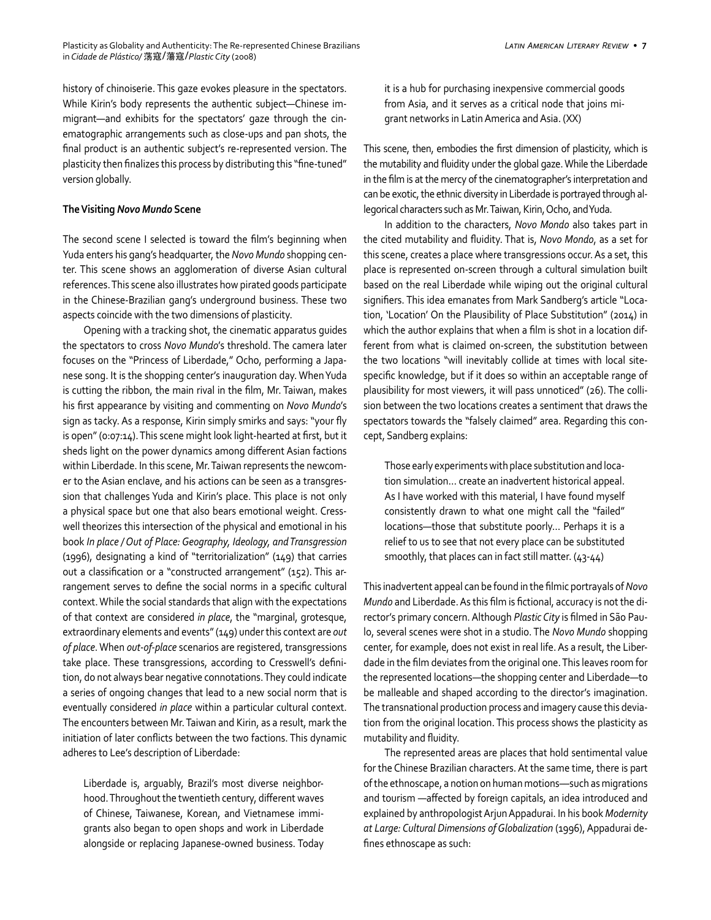history of chinoiserie. This gaze evokes pleasure in the spectators. While Kirin's body represents the authentic subject—Chinese immigrant—and exhibits for the spectators' gaze through the cinematographic arrangements such as close-ups and pan shots, the final product is an authentic subject's re-represented version. The plasticity then finalizes this process by distributing this "fine-tuned" version globally.

### The Visiting *Novo Mundo* Scene

The second scene I selected is toward the film's beginning when Yuda enters his gang's headquarter, the *Novo Mundo* shopping center. This scene shows an agglomeration of diverse Asian cultural references. This scene also illustrates how pirated goods participate in the Chinese-Brazilian gang's underground business. These two aspects coincide with the two dimensions of plasticity.

Opening with a tracking shot, the cinematic apparatus guides the spectators to cross *Novo Mundo*'s threshold. The camera later focuses on the "Princess of Liberdade," Ocho, performing a Japanese song. It is the shopping center's inauguration day. When Yuda is cutting the ribbon, the main rival in the film, Mr. Taiwan, makes his first appearance by visiting and commenting on *Novo Mundo*'s sign as tacky. As a response, Kirin simply smirks and says: "your fly is open" (0:07:14). This scene might look light-hearted at first, but it sheds light on the power dynamics among different Asian factions within Liberdade. In this scene, Mr. Taiwan represents the newcomer to the Asian enclave, and his actions can be seen as a transgression that challenges Yuda and Kirin's place. This place is not only a physical space but one that also bears emotional weight. Cresswell theorizes this intersection of the physical and emotional in his book *In place / Out of Place: Geography, Ideology, and Transgression* (1996), designating a kind of "territorialization" (149) that carries out a classification or a "constructed arrangement" (152). This arrangement serves to define the social norms in a specific cultural context. While the social standards that align with the expectations of that context are considered *in place*, the "marginal, grotesque, extraordinary elements and events" (149) under this context are *out of place*. When *out-of-place* scenarios are registered, transgressions take place. These transgressions, according to Cresswell's definition, do not always bear negative connotations. They could indicate a series of ongoing changes that lead to a new social norm that is eventually considered *in place* within a particular cultural context. The encounters between Mr. Taiwan and Kirin, as a result, mark the initiation of later conflicts between the two factions. This dynamic adheres to Lee's description of Liberdade:

> Liberdade is, arguably, Brazil's most diverse neighborhood. Throughout the twentieth century, different waves of Chinese, Taiwanese, Korean, and Vietnamese immigrants also began to open shops and work in Liberdade alongside or replacing Japanese-owned business. Today it is a hub for purchasing inexpensive commercial goods from Asia, and it serves as a critical node that joins migrant networks in Latin America and Asia. (XX)

This scene, then, embodies the first dimension of plasticity, which is the mutability and fluidity under the global gaze. While the Liberdade in the film is at the mercy of the cinematographer's interpretation and can be exotic, the ethnic diversity in Liberdade is portrayed through allegorical characters such as Mr. Taiwan, Kirin, Ocho, and Yuda.

In addition to the characters, *Novo Mondo* also takes part in the cited mutability and fluidity. That is, *Novo Mondo*, as a set for this scene, creates a place where transgressions occur. As a set, this place is represented on-screen through a cultural simulation built based on the real Liberdade while wiping out the original cultural signifiers. This idea emanates from Mark Sandberg's article "Location, 'Location' On the Plausibility of Place Substitution" (2014) in which the author explains that when a film is shot in a location different from what is claimed on-screen, the substitution between the two locations "will inevitably collide at times with local site-specific knowledge, but if it does so within an acceptable range of plausibility for most viewers, it will pass unnoticed" (26). The collision between the two locations creates a sentiment that draws the spectators towards the "falsely claimed" area. Regarding this concept, Sandberg explains:

> Those early experiments with place substitution and location simulation... create an inadvertent historical appeal. As I have worked with this material, I have found myself consistently drawn to what one might call the "failed" locations—those that substitute poorly... Perhaps it is a relief to us to see that not every place can be substituted smoothly, that places can in fact still matter. (43-44)

This inadvertent appeal can be found in the filmic portrayals of *Novo Mundo* and Liberdade. As this film is fictional, accuracy is not the director's primary concern. Although *Plastic City* is filmed in São Paulo, several scenes were shot in a studio. The *Novo Mundo* shopping center, for example, does not exist in real life. As a result, the Liberdade in the film deviates from the original one. This leaves room for the represented locations—the shopping center and Liberdade—to be malleable and shaped according to the director's imagination. The transnational production process and imagery cause this deviation from the original location. This process shows the plasticity as mutability and fluidity.

The represented areas are places that hold sentimental value for the Chinese Brazilian characters. At the same time, there is part of the ethnoscape, a notion on human motions—such as migrations and tourism —affected by foreign capitals, an idea introduced and explained by anthropologist Arjun Appadurai. In his book *Modernity at Large: Cultural Dimensions of Globalization* (1996), Appadurai defines ethnoscape as such: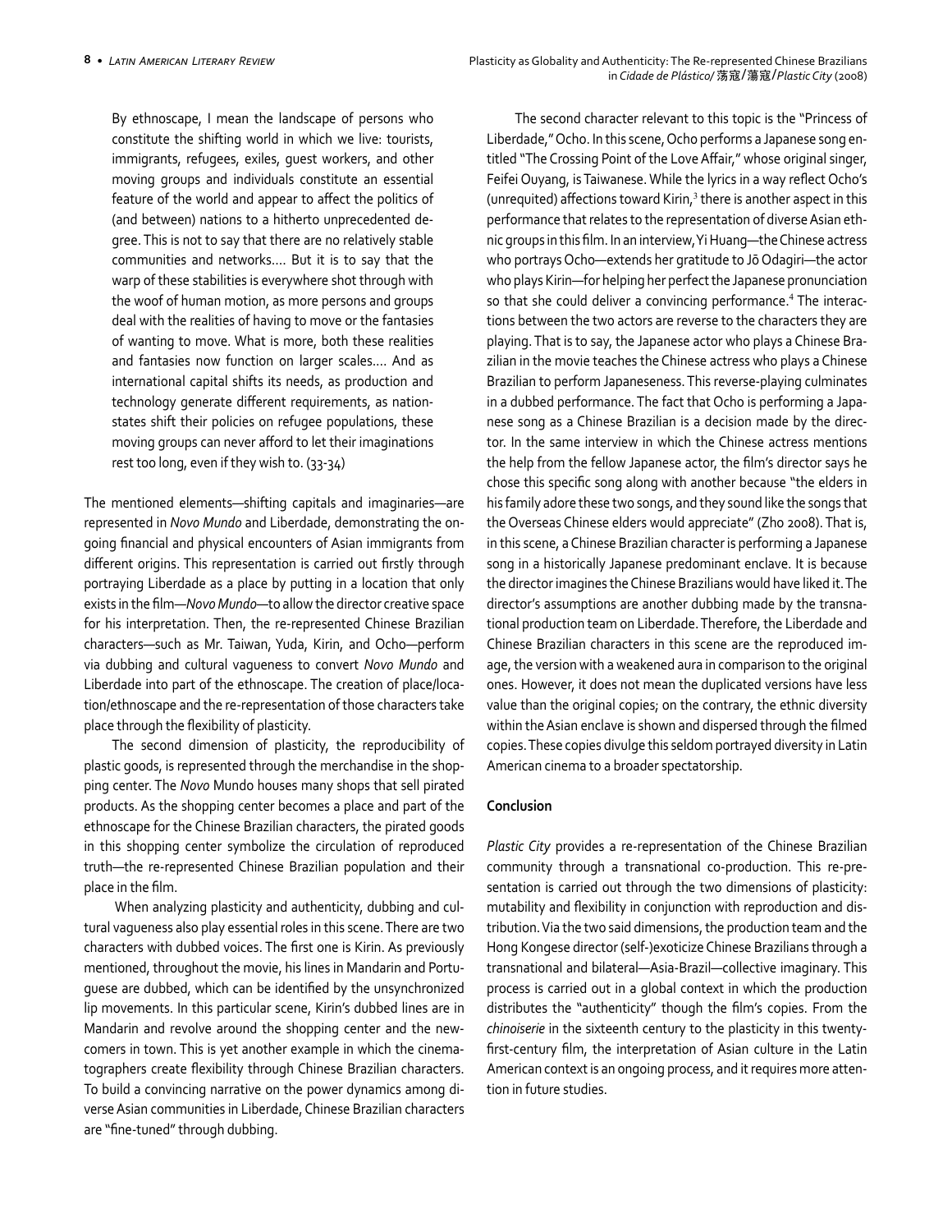> By ethnoscape, I mean the landscape of persons who constitute the shifting world in which we live: tourists, immigrants, refugees, exiles, guest workers, and other moving groups and individuals constitute an essential feature of the world and appear to affect the politics of (and between) nations to a hitherto unprecedented degree. This is not to say that there are no relatively stable communities and networks.... But it is to say that the warp of these stabilities is everywhere shot through with the woof of human motion, as more persons and groups deal with the realities of having to move or the fantasies of wanting to move. What is more, both these realities and fantasies now function on larger scales.... And as international capital shifts its needs, as production and technology generate different requirements, as nation-states shift their policies on refugee populations, these moving groups can never afford to let their imaginations rest too long, even if they wish to. (33-34)

The mentioned elements—shifting capitals and imaginaries—are represented in *Novo Mundo* and Liberdade, demonstrating the ongoing financial and physical encounters of Asian immigrants from different origins. This representation is carried out firstly through portraying Liberdade as a place by putting in a location that only exists in the film—*Novo Mundo*—to allow the director creative space for his interpretation. Then, the re-represented Chinese Brazilian characters—such as Mr. Taiwan, Yuda, Kirin, and Ocho—perform via dubbing and cultural vagueness to convert *Novo Mundo* and Liberdade into part of the ethnoscape. The creation of place/location/ethnoscape and the re-representation of those characters take place through the flexibility of plasticity.

The second dimension of plasticity, the reproducibility of plastic goods, is represented through the merchandise in the shopping center. The *Novo* Mundo houses many shops that sell pirated products. As the shopping center becomes a place and part of the ethnoscape for the Chinese Brazilian characters, the pirated goods in this shopping center symbolize the circulation of reproduced truth—the re-represented Chinese Brazilian population and their place in the film.

When analyzing plasticity and authenticity, dubbing and cultural vagueness also play essential roles in this scene. There are two characters with dubbed voices. The first one is Kirin. As previously mentioned, throughout the movie, his lines in Mandarin and Portuguese are dubbed, which can be identified by the unsynchronized lip movements. In this particular scene, Kirin's dubbed lines are in Mandarin and revolve around the shopping center and the newcomers in town. This is yet another example in which the cinematographers create flexibility through Chinese Brazilian characters. To build a convincing narrative on the power dynamics among diverse Asian communities in Liberdade, Chinese Brazilian characters are "fine-tuned" through dubbing.

The second character relevant to this topic is the "Princess of Liberdade," Ocho. In this scene, Ocho performs a Japanese song entitled "The Crossing Point of the Love Affair," whose original singer, Feifei Ouyang, is Taiwanese. While the lyrics in a way reflect Ocho's (unrequited) affections toward Kirin,[3] there is another aspect in this performance that relates to the representation of diverse Asian ethnic groups in this film. In an interview, Yi Huang—the Chinese actress who portrays Ocho—extends her gratitude to Jō Odagiri—the actor who plays Kirin—for helping her perfect the Japanese pronunciation so that she could deliver a convincing performance.[4] The interactions between the two actors are reverse to the characters they are playing. That is to say, the Japanese actor who plays a Chinese Brazilian in the movie teaches the Chinese actress who plays a Chinese Brazilian to perform Japaneseness. This reverse-playing culminates in a dubbed performance. The fact that Ocho is performing a Japanese song as a Chinese Brazilian is a decision made by the director. In the same interview in which the Chinese actress mentions the help from the fellow Japanese actor, the film's director says he chose this specific song along with another because "the elders in his family adore these two songs, and they sound like the songs that the Overseas Chinese elders would appreciate" (Zho 2008). That is, in this scene, a Chinese Brazilian character is performing a Japanese song in a historically Japanese predominant enclave. It is because the director imagines the Chinese Brazilians would have liked it. The director's assumptions are another dubbing made by the transnational production team on Liberdade. Therefore, the Liberdade and Chinese Brazilian characters in this scene are the reproduced image, the version with a weakened aura in comparison to the original ones. However, it does not mean the duplicated versions have less value than the original copies; on the contrary, the ethnic diversity within the Asian enclave is shown and dispersed through the filmed copies. These copies divulge this seldom portrayed diversity in Latin American cinema to a broader spectatorship.

## Conclusion

*Plastic City* provides a re-representation of the Chinese Brazilian community through a transnational co-production. This re-presentation is carried out through the two dimensions of plasticity: mutability and flexibility in conjunction with reproduction and distribution. Via the two said dimensions, the production team and the Hong Kongese director (self-)exoticize Chinese Brazilians through a transnational and bilateral—Asia-Brazil—collective imaginary. This process is carried out in a global context in which the production distributes the "authenticity" though the film's copies. From the *chinoiserie* in the sixteenth century to the plasticity in this twenty-first-century film, the interpretation of Asian culture in the Latin American context is an ongoing process, and it requires more attention in future studies.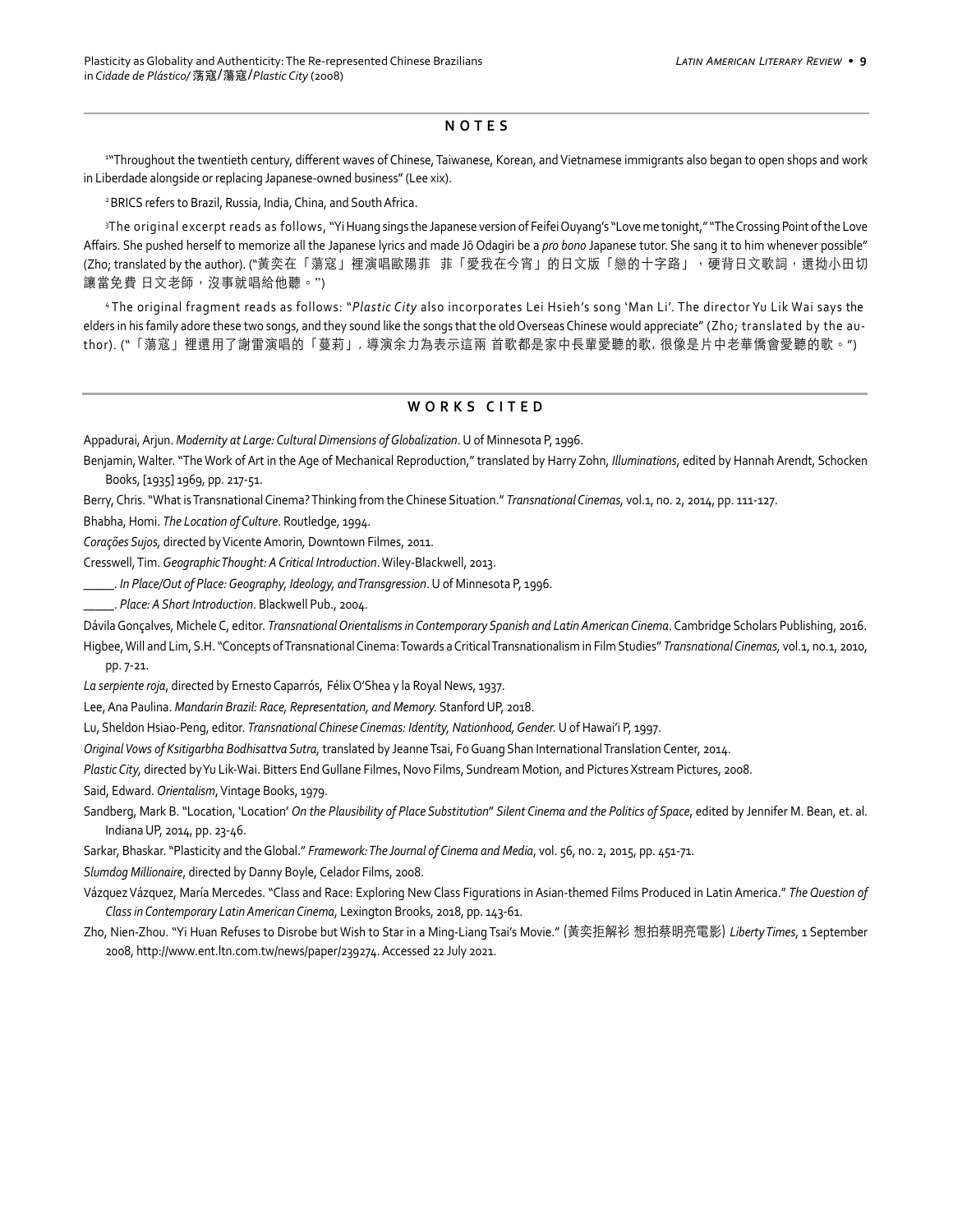## NOTES

[1]"Throughout the twentieth century, different waves of Chinese, Taiwanese, Korean, and Vietnamese immigrants also began to open shops and work in Liberdade alongside or replacing Japanese-owned business" (Lee xix).

[2] BRICS refers to Brazil, Russia, India, China, and South Africa.

[3]The original excerpt reads as follows, "Yi Huang sings the Japanese version of Feifei Ouyang's "Love me tonight," "The Crossing Point of the Love Affairs. She pushed herself to memorize all the Japanese lyrics and made Jō Odagiri be a *pro bono* Japanese tutor. She sang it to him whenever possible" (Zho; translated by the author). ("黃奕在「蕩寇」裡演唱歐陽菲 菲「愛我在今宵」的日文版「戀的十字路」，硬背日文歌詞，還拗小田切讓當免費 日文老師，沒事就唱給他聽。")

[4] The original fragment reads as follows: "*Plastic City* also incorporates Lei Hsieh's song 'Man Li'. The director Yu Lik Wai says the elders in his family adore these two songs, and they sound like the songs that the old Overseas Chinese would appreciate" (Zho; translated by the author). ("「蕩寇」裡還用了謝雷演唱的「蔓莉」，導演余力為表示這兩 首歌都是家中長輩愛聽的歌，很像是片中老華僑會愛聽的歌。")

## WORKS CITED

Appadurai, Arjun. *Modernity at Large: Cultural Dimensions of Globalization*. U of Minnesota P, 1996.

Benjamin, Walter. "The Work of Art in the Age of Mechanical Reproduction," translated by Harry Zohn, *Illuminations*, edited by Hannah Arendt, Schocken Books, [1935] 1969, pp. 217-51.

Berry, Chris. "What is Transnational Cinema? Thinking from the Chinese Situation." *Transnational Cinemas,* vol.1, no. 2, 2014, pp. 111-127.

Bhabha, Homi. *The Location of Culture*. Routledge, 1994.

*Corações Sujos,* directed by Vicente Amorin, Downtown Filmes, 2011.

Cresswell, Tim. *Geographic Thought: A Critical Introduction*. Wiley-Blackwell, 2013.

\_\_\_\_\_. *In Place/Out of Place: Geography, Ideology, and Transgression*. U of Minnesota P, 1996.

\_\_\_\_\_. *Place: A Short Introduction*. Blackwell Pub., 2004.

Dávila Gonçalves, Michele C, editor. *Transnational Orientalisms in Contemporary Spanish and Latin American Cinema*. Cambridge Scholars Publishing, 2016.

Higbee, Will and Lim, S.H. "Concepts of Transnational Cinema: Towards a Critical Transnationalism in Film Studies" *Transnational Cinemas,* vol.1, no.1, 2010, pp. 7-21.

*La serpiente roja*, directed by Ernesto Caparrós, Félix O'Shea y la Royal News, 1937.

Lee, Ana Paulina. *Mandarin Brazil: Race, Representation, and Memory.* Stanford UP, 2018.

Lu, Sheldon Hsiao-Peng, editor. *Transnational Chinese Cinemas: Identity, Nationhood, Gender.* U of Hawai'i P, 1997.

*Original Vows of Ksitigarbha Bodhisattva Sutra,* translated by Jeanne Tsai, Fo Guang Shan International Translation Center, 2014.

*Plastic City,* directed by Yu Lik-Wai. Bitters End Gullane Filmes, Novo Films, Sundream Motion, and Pictures Xstream Pictures, 2008.

Said, Edward. *Orientalism*, Vintage Books, 1979.

Sandberg, Mark B. "Location, 'Location' *On the Plausibility of Place Substitution*" *Silent Cinema and the Politics of Space*, edited by Jennifer M. Bean, et. al. Indiana UP, 2014, pp. 23-46.

Sarkar, Bhaskar. "Plasticity and the Global." *Framework: The Journal of Cinema and Media*, vol. 56, no. 2, 2015, pp. 451-71.

*Slumdog Millionaire*, directed by Danny Boyle, Celador Films, 2008.

Vázquez Vázquez, María Mercedes. "Class and Race: Exploring New Class Figurations in Asian-themed Films Produced in Latin America." *The Question of Class in Contemporary Latin American Cinema*, Lexington Brooks, 2018, pp. 143-61.

Zho, Nien-Zhou. "Yi Huan Refuses to Disrobe but Wish to Star in a Ming-Liang Tsai's Movie." (黃奕拒解衫 想拍蔡明亮電影) *Liberty Times*, 1 September 2008, http://www.ent.ltn.com.tw/news/paper/239274. Accessed 22 July 2021.